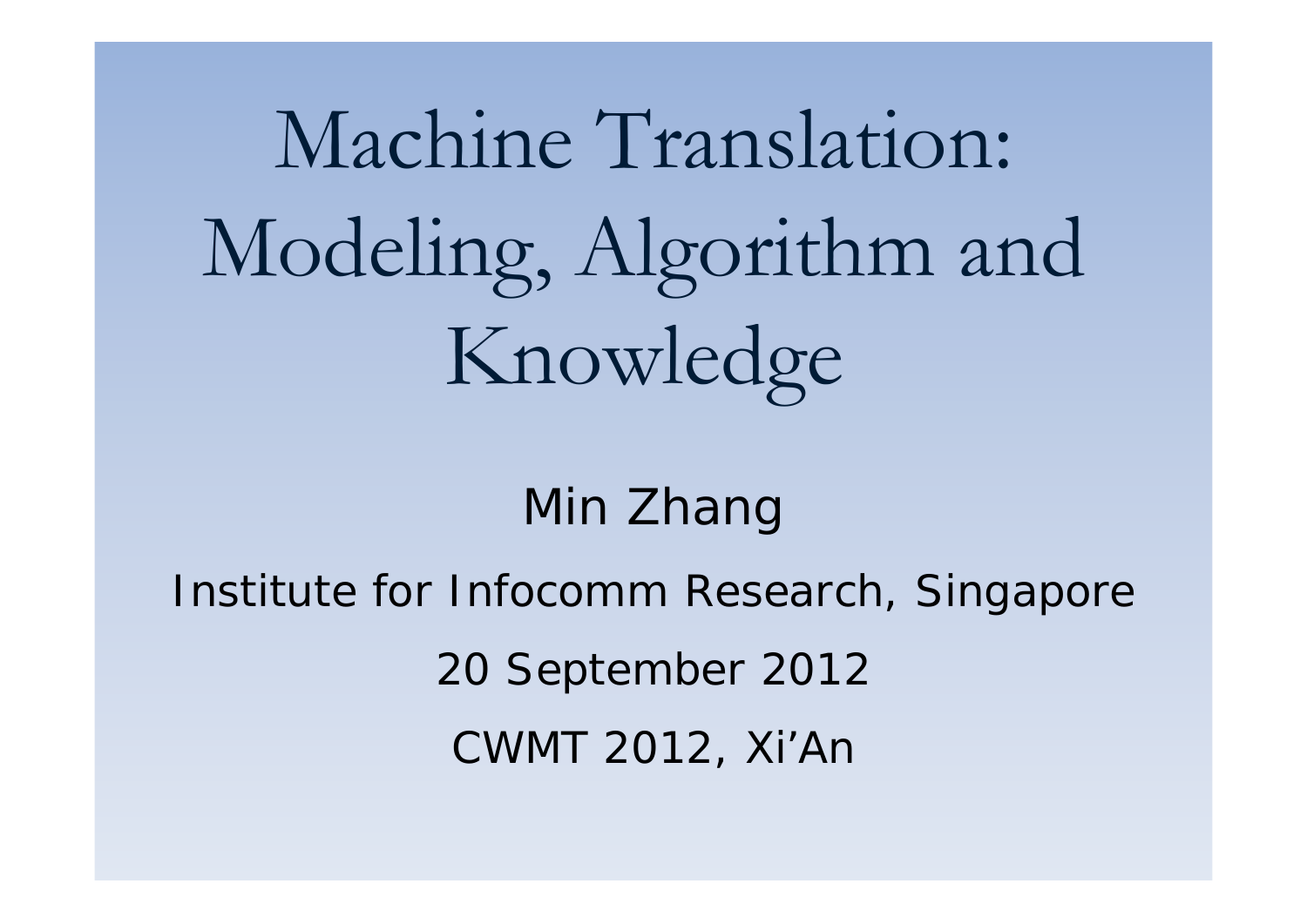# Machine Translation: Modeling, Algorithm and Knowledge

Min Zhang

Institute for Infocomm Research, Singapore

20 September 2012

CWMT 2012, Xi'An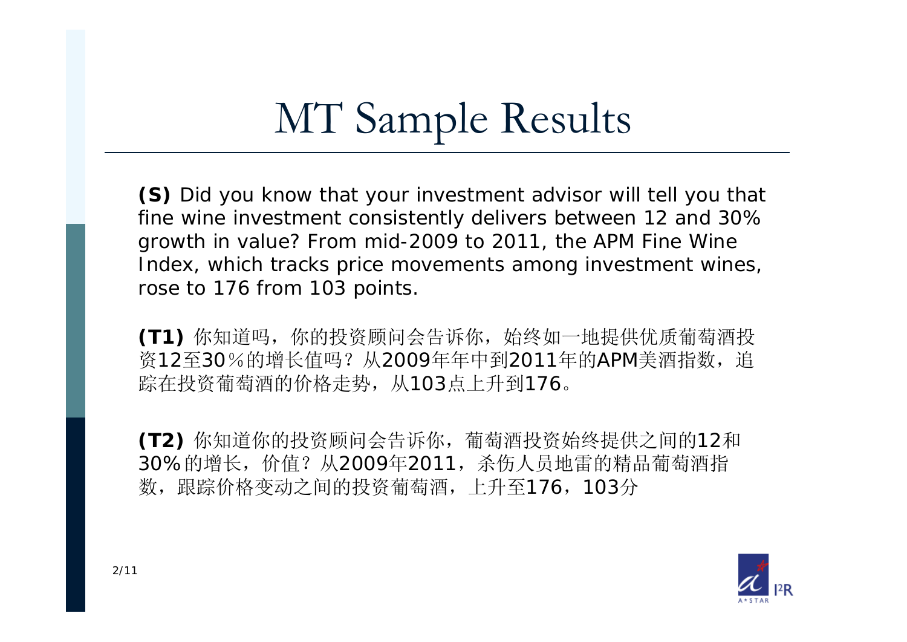# MT Sample Results

**(S)** Did you know that your investment advisor will tell you that fine wine investment consistently delivers between 12 and 30% growth in value? From mid-2009 to 2011, the APM Fine Wine Index, which tracks price movements among investment wines, rose to 176 from 103 points.

**(T1)** 你知道吗，你的投资顾问会告诉你，始终如一地提供优质葡萄酒投资12至30％的增长值吗？从2009年年中到2011年的APM美酒指数，追踪在投资葡萄酒的价格走势，从103点上升到176。

**(T2)** 你知道你的投资顾问会告诉你，葡萄酒投资始终提供之间的12和30%的增长，价值？从2009年2011，杀伤人员地雷的精品葡萄酒指数，跟踪价格变动之间的投资葡萄酒，上升至176，103分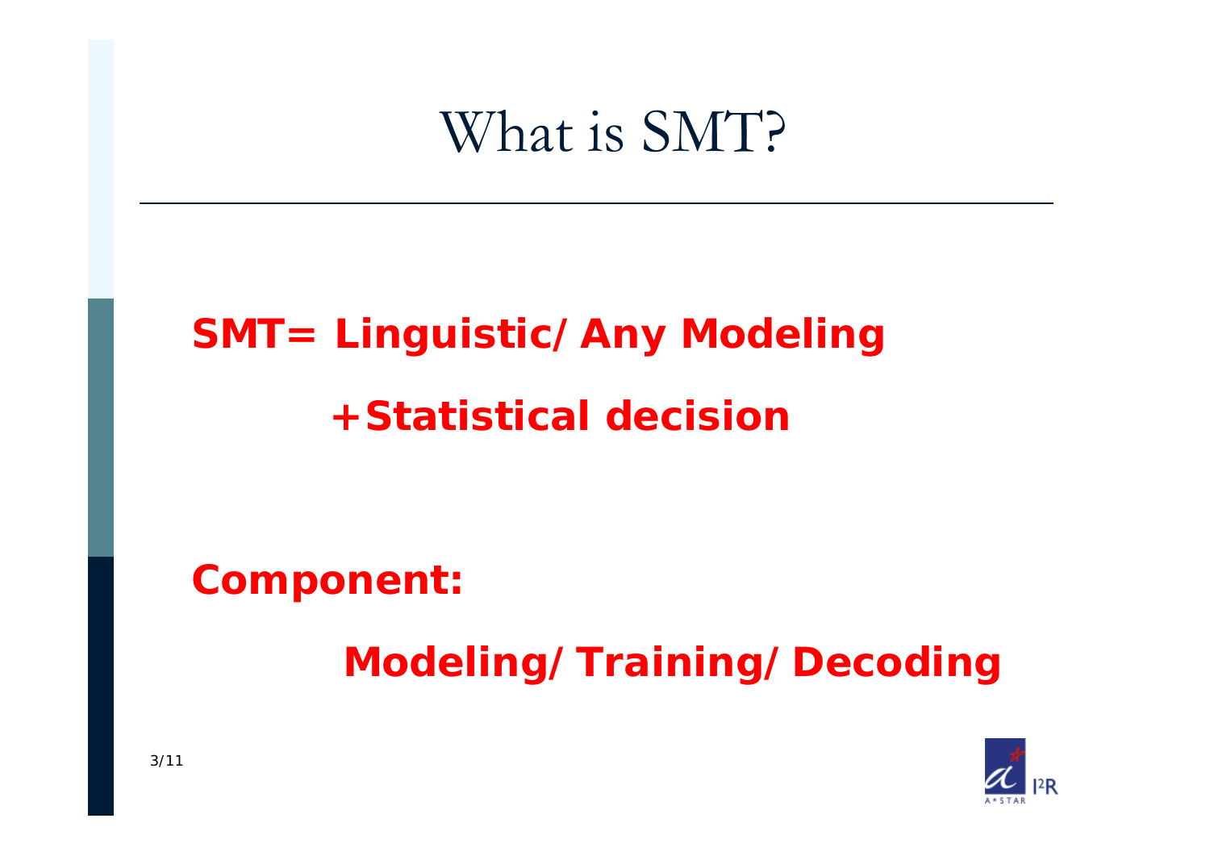# What is SMT?

**SMT= Linguistic/ Any Modeling**

**+Statistical decision**

**Component:**

**Modeling/ Training/ Decoding**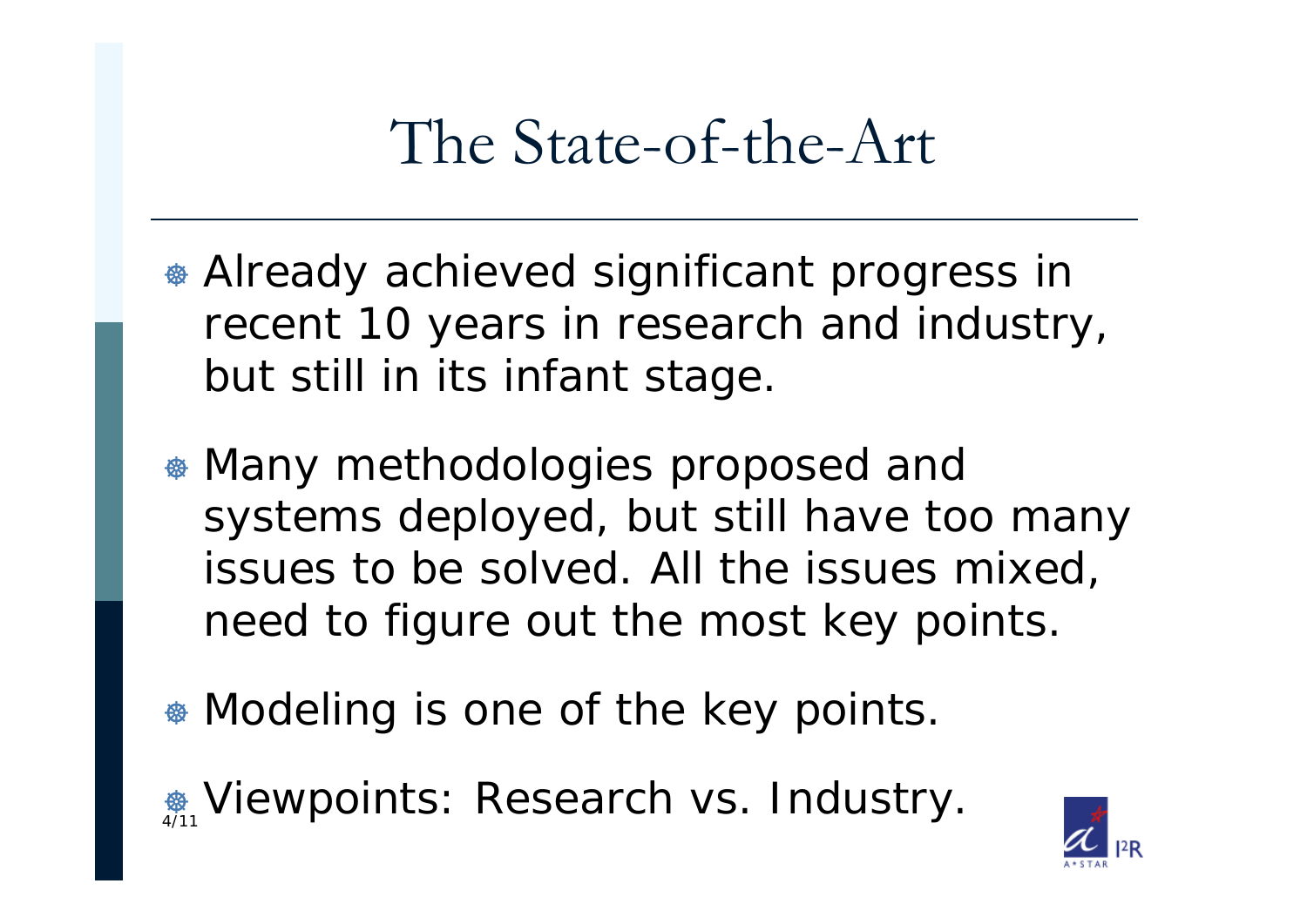# The State-of-the-Art

- Already achieved significant progress in recent 10 years in research and industry, but still in its infant stage.
- Many methodologies proposed and systems deployed, but still have too many issues to be solved. All the issues mixed, need to figure out the most key points.
- Modeling is one of the key points.
- Viewpoints: Research vs. Industry.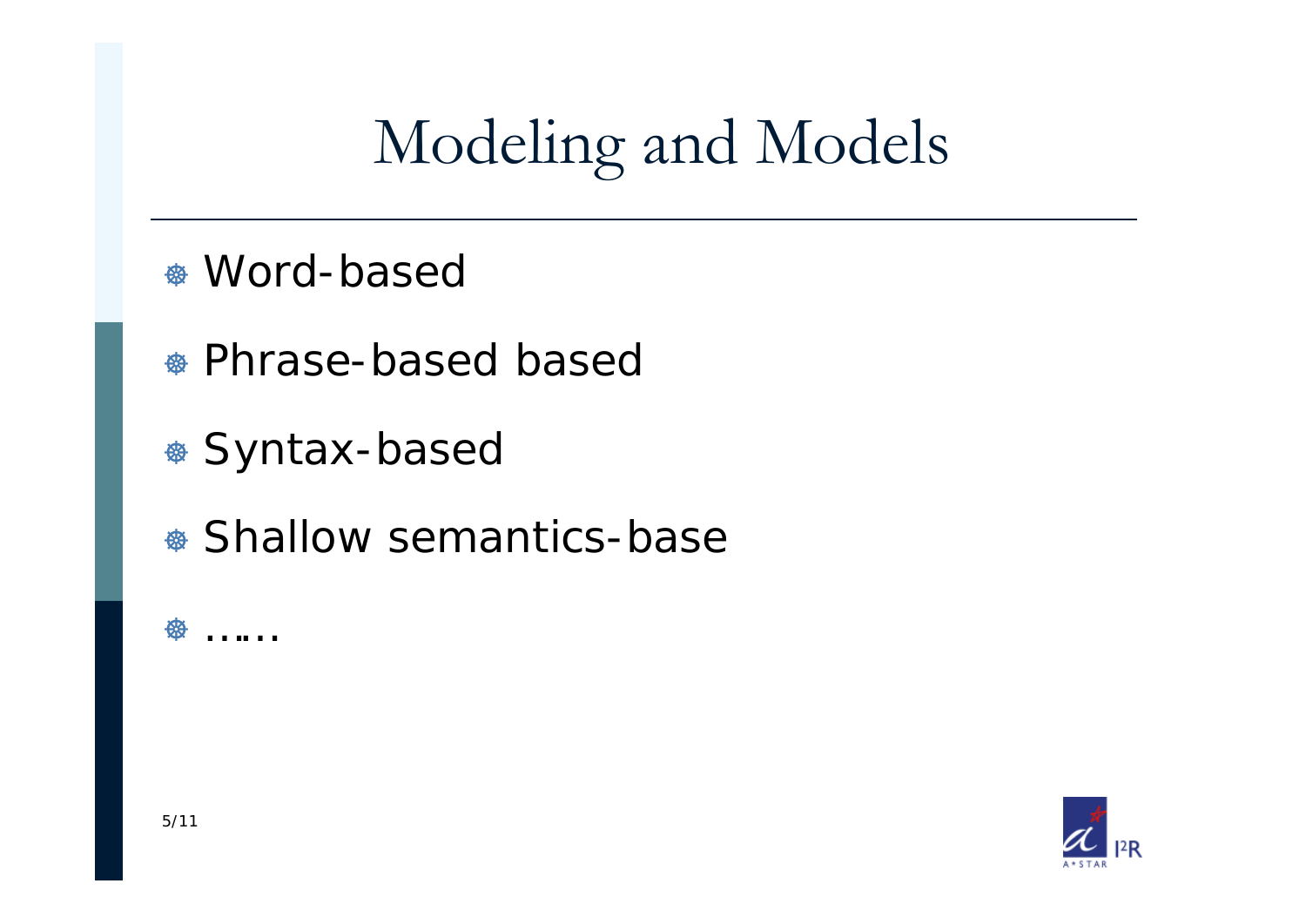# Modeling and Models

- Word-based
- Phrase-based based
- Syntax-based
- Shallow semantics-base
- ……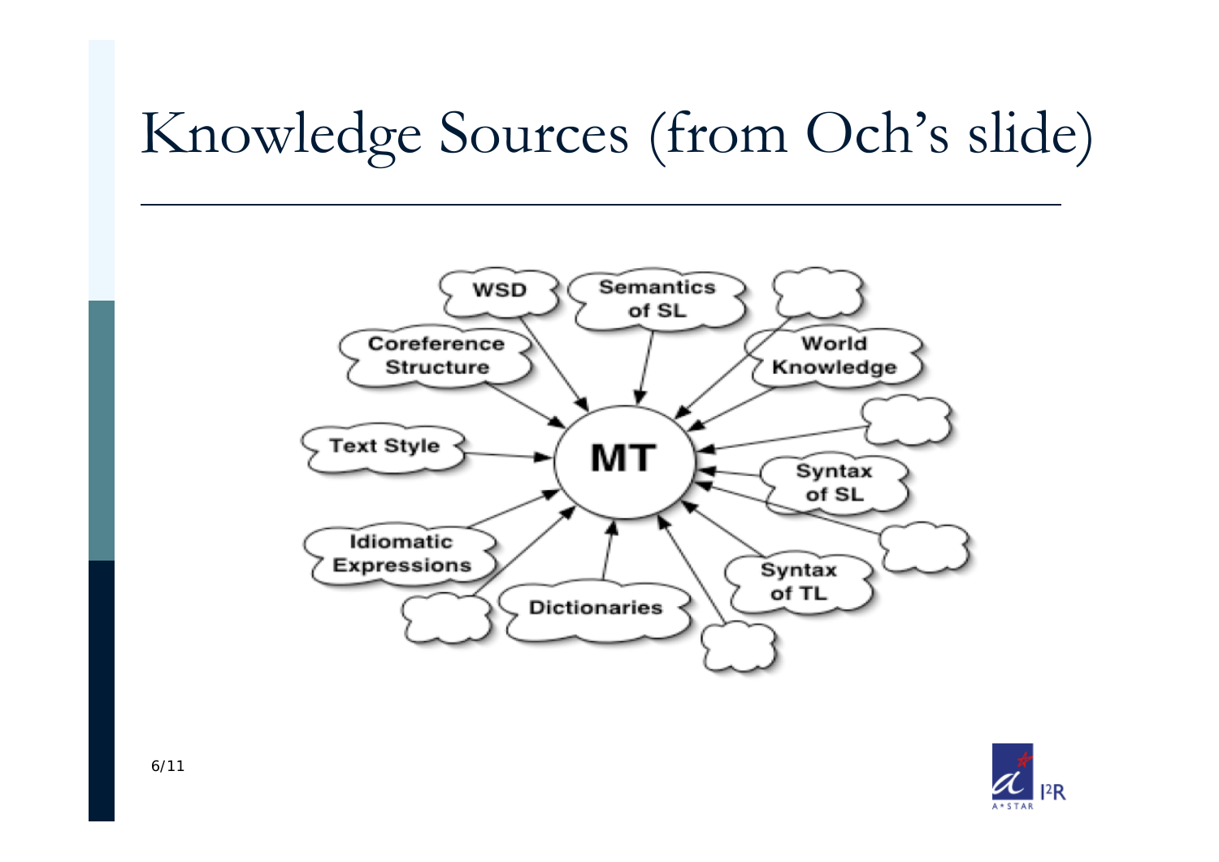# Knowledge Sources (from Och's slide)

- WSD
- Semantics of SL
- Coreference Structure
- World Knowledge
- Text Style
- MT
- Syntax of SL
- Idiomatic Expressions
- Syntax of TL
- Dictionaries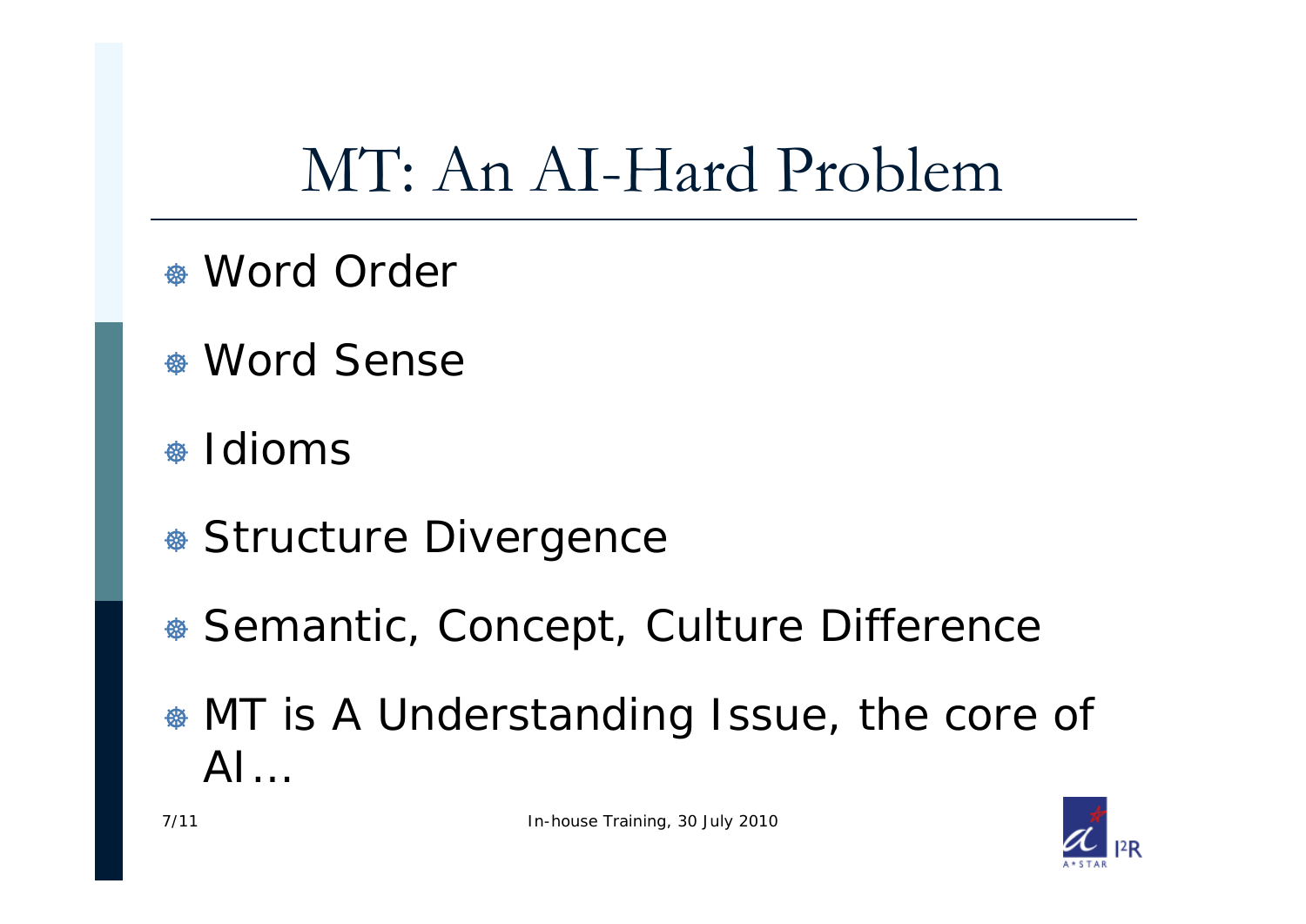# MT: An AI-Hard Problem

- Word Order
- Word Sense
- Idioms
- Structure Divergence
- Semantic, Concept, Culture Difference
- MT is A Understanding Issue, the core of AI…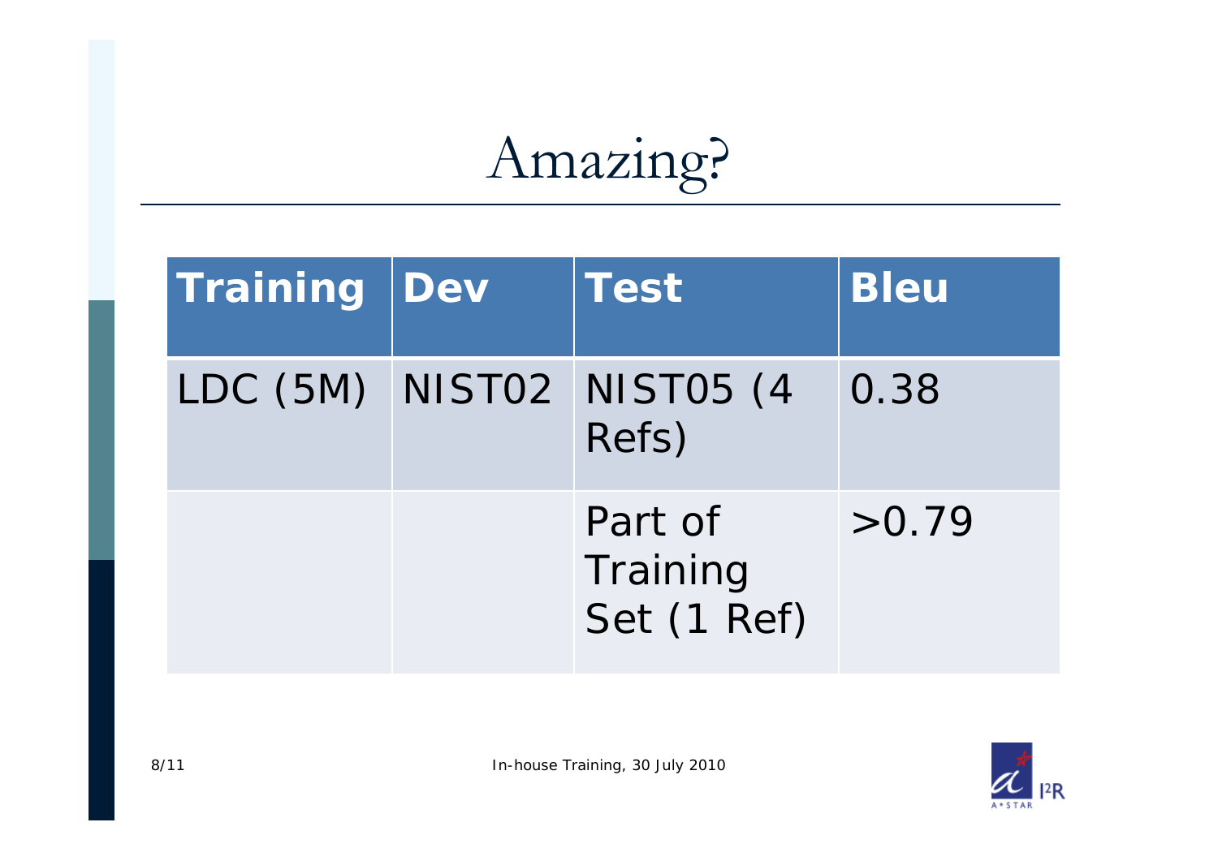# Amazing?

| Training | Dev | Test | Bleu |
|---|---|---|---|
| LDC (5M) | NIST02 | NIST05 (4 Refs) | 0.38 |
| | | Part of Training Set (1 Ref) | >0.79 |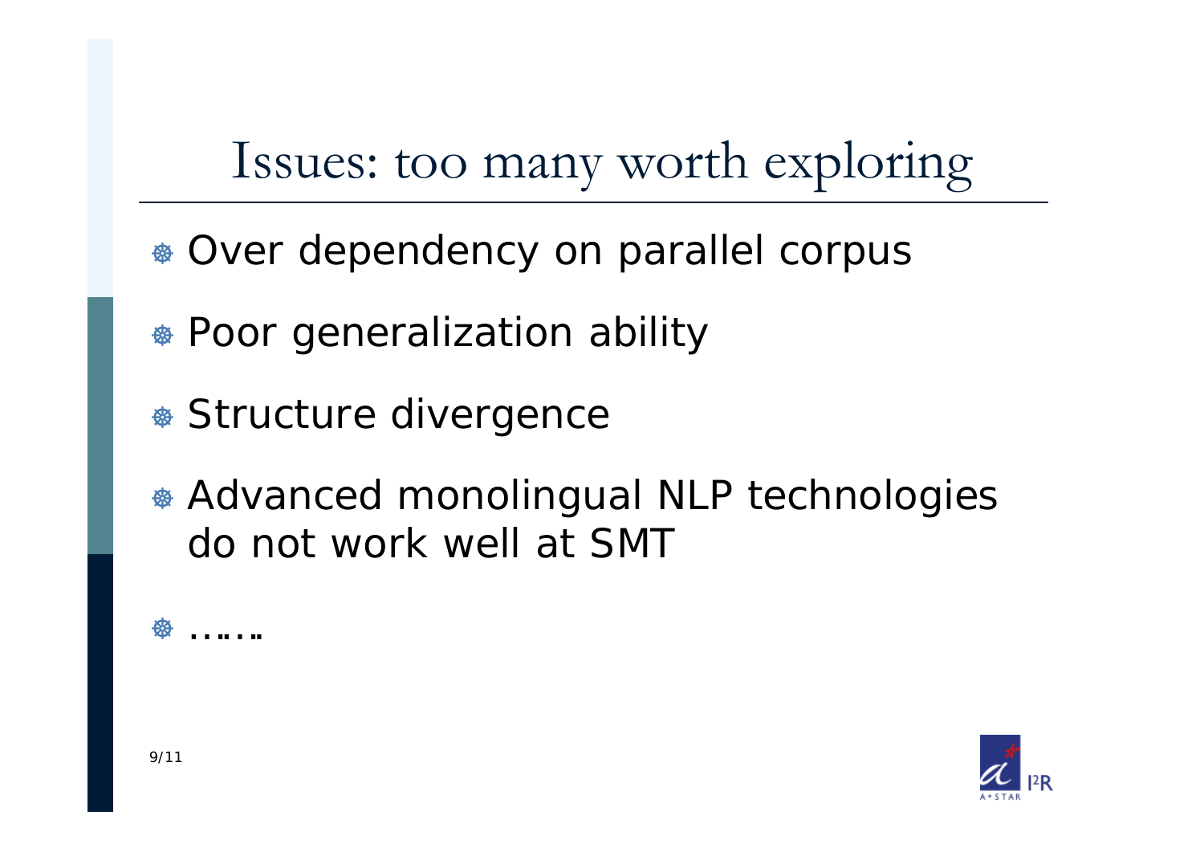# Issues: too many worth exploring

- Over dependency on parallel corpus
- Poor generalization ability
- Structure divergence
- Advanced monolingual NLP technologies do not work well at SMT
- ……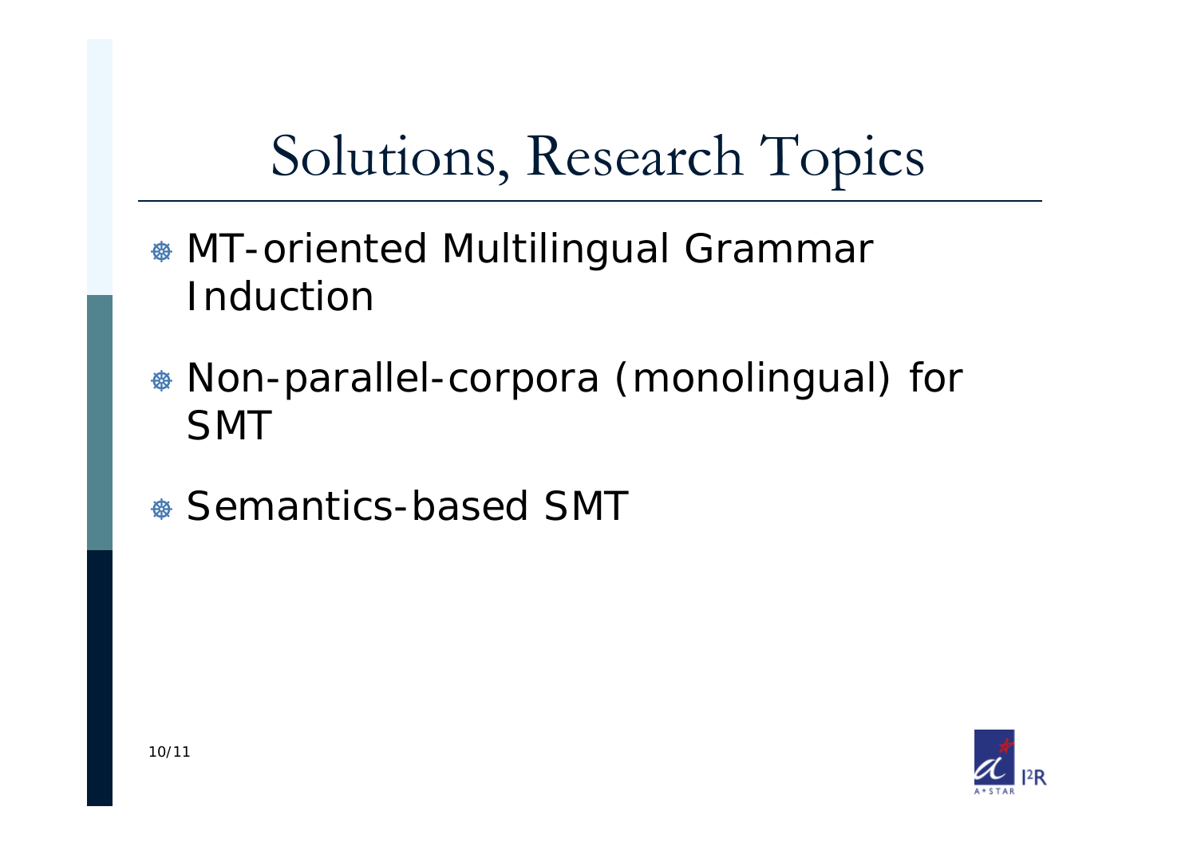# Solutions, Research Topics

- MT-oriented Multilingual Grammar Induction
- Non-parallel-corpora (monolingual) for SMT
- Semantics-based SMT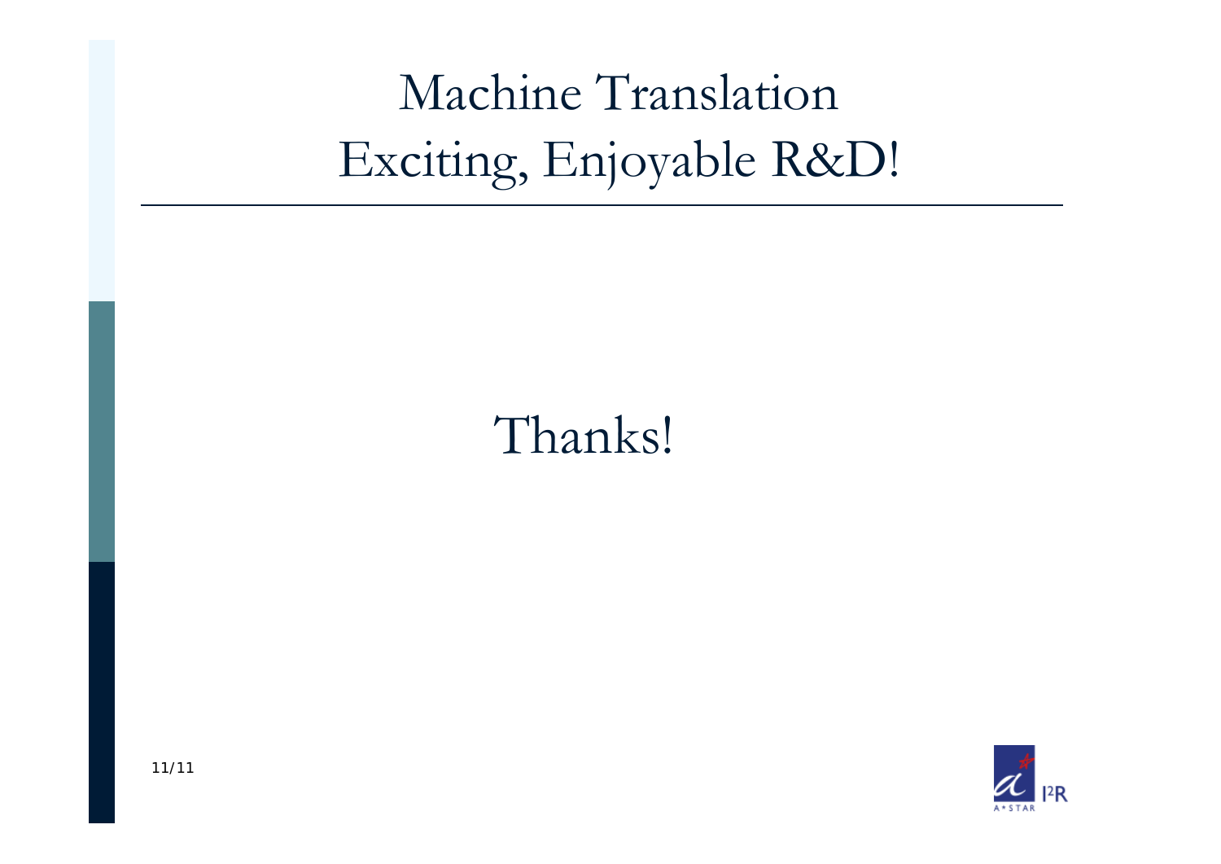# Machine Translation
# Exciting, Enjoyable R&D!

Thanks!